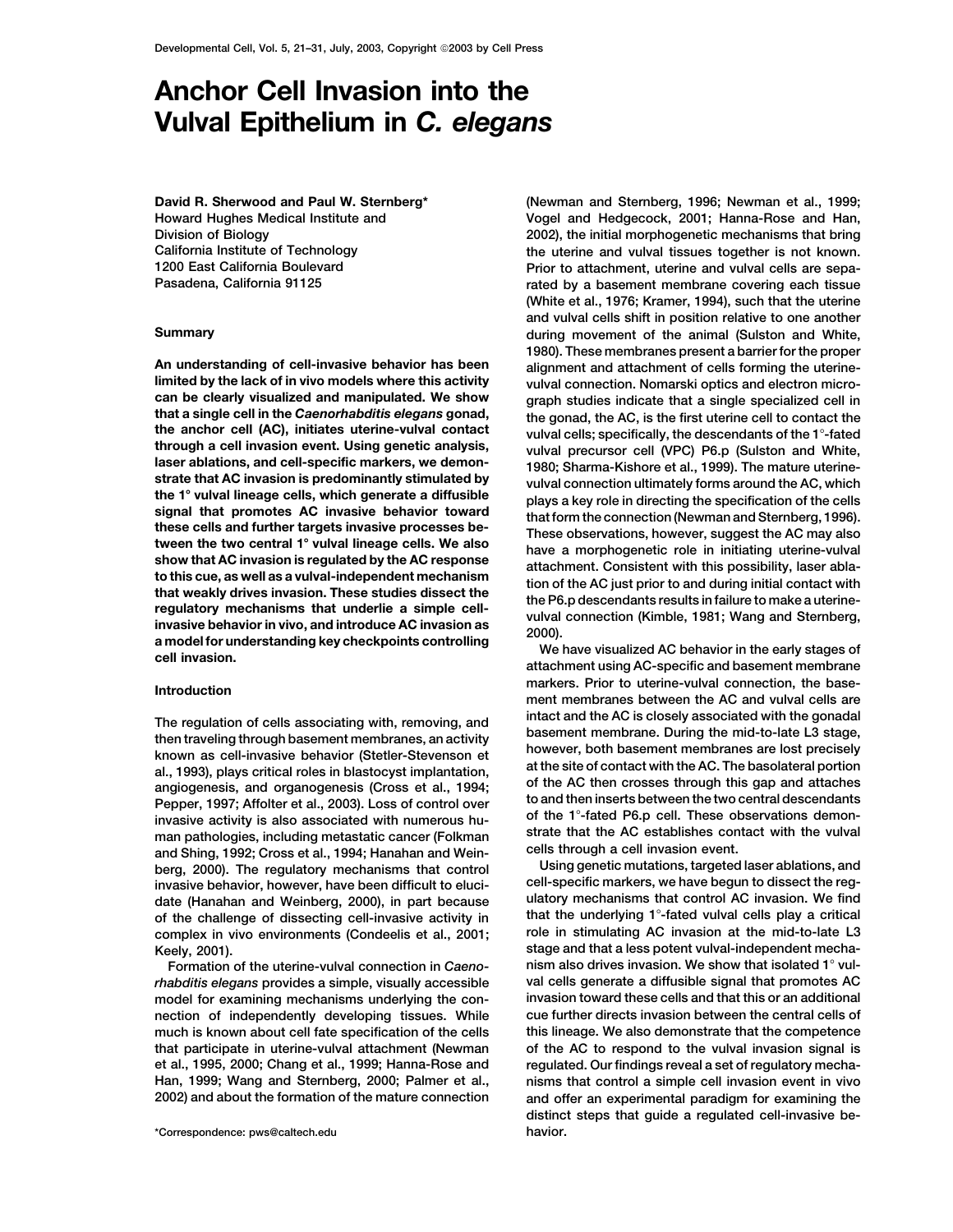# Anchor Cell Invasion into the Vulval Epithelium in *C. elegans*

**David R. Sherwood and Paul W. Sternberg***
Howard Hughes Medical Institute and
Division of Biology
California Institute of Technology
1200 East California Boulevard
Pasadena, California 91125

## Summary

**An understanding of cell-invasive behavior has been limited by the lack of in vivo models where this activity can be clearly visualized and manipulated. We show that a single cell in the *Caenorhabditis elegans* gonad, the anchor cell (AC), initiates uterine-vulval contact through a cell invasion event. Using genetic analysis, laser ablations, and cell-specific markers, we demonstrate that AC invasion is predominantly stimulated by the 1° vulval lineage cells, which generate a diffusible signal that promotes AC invasive behavior toward these cells and further targets invasive processes between the two central 1° vulval lineage cells. We also show that AC invasion is regulated by the AC response to this cue, as well as a vulval-independent mechanism that weakly drives invasion. These studies dissect the regulatory mechanisms that underlie a simple cell-invasive behavior in vivo, and introduce AC invasion as a model for understanding key checkpoints controlling cell invasion.**

## Introduction

The regulation of cells associating with, removing, and then traveling through basement membranes, an activity known as cell-invasive behavior (Stetler-Stevenson et al., 1993), plays critical roles in blastocyst implantation, angiogenesis, and organogenesis (Cross et al., 1994; Pepper, 1997; Affolter et al., 2003). Loss of control over invasive activity is also associated with numerous human pathologies, including metastatic cancer (Folkman and Shing, 1992; Cross et al., 1994; Hanahan and Weinberg, 2000). The regulatory mechanisms that control invasive behavior, however, have been difficult to elucidate (Hanahan and Weinberg, 2000), in part because of the challenge of dissecting cell-invasive activity in complex in vivo environments (Condeelis et al., 2001; Keely, 2001).

Formation of the uterine-vulval connection in *Caenorhabditis elegans* provides a simple, visually accessible model for examining mechanisms underlying the connection of independently developing tissues. While much is known about cell fate specification of the cells that participate in uterine-vulval attachment (Newman et al., 1995, 2000; Chang et al., 1999; Hanna-Rose and Han, 1999; Wang and Sternberg, 2000; Palmer et al., 2002) and about the formation of the mature connection (Newman and Sternberg, 1996; Newman et al., 1999; Vogel and Hedgecock, 2001; Hanna-Rose and Han, 2002), the initial morphogenetic mechanisms that bring the uterine and vulval tissues together is not known. Prior to attachment, uterine and vulval cells are separated by a basement membrane covering each tissue (White et al., 1976; Kramer, 1994), such that the uterine and vulval cells shift in position relative to one another during movement of the animal (Sulston and White, 1980). These membranes present a barrier for the proper alignment and attachment of cells forming the uterine-vulval connection. Nomarski optics and electron micrograph studies indicate that a single specialized cell in the gonad, the AC, is the first uterine cell to contact the vulval cells; specifically, the descendants of the 1°-fated vulval precursor cell (VPC) P6.p (Sulston and White, 1980; Sharma-Kishore et al., 1999). The mature uterine-vulval connection ultimately forms around the AC, which plays a key role in directing the specification of the cells that form the connection (Newman and Sternberg, 1996). These observations, however, suggest the AC may also have a morphogenetic role in initiating uterine-vulval attachment. Consistent with this possibility, laser ablation of the AC just prior to and during initial contact with the P6.p descendants results in failure to make a uterine-vulval connection (Kimble, 1981; Wang and Sternberg, 2000).

We have visualized AC behavior in the early stages of attachment using AC-specific and basement membrane markers. Prior to uterine-vulval connection, the basement membranes between the AC and vulval cells are intact and the AC is closely associated with the gonadal basement membrane. During the mid-to-late L3 stage, however, both basement membranes are lost precisely at the site of contact with the AC. The basolateral portion of the AC then crosses through this gap and attaches to and then inserts between the two central descendants of the 1°-fated P6.p cell. These observations demonstrate that the AC establishes contact with the vulval cells through a cell invasion event.

Using genetic mutations, targeted laser ablations, and cell-specific markers, we have begun to dissect the regulatory mechanisms that control AC invasion. We find that the underlying 1°-fated vulval cells play a critical role in stimulating AC invasion at the mid-to-late L3 stage and that a less potent vulval-independent mechanism also drives invasion. We show that isolated 1° vulval cells generate a diffusible signal that promotes AC invasion toward these cells and that this or an additional cue further directs invasion between the central cells of this lineage. We also demonstrate that the competence of the AC to respond to the vulval invasion signal is regulated. Our findings reveal a set of regulatory mechanisms that control a simple cell invasion event in vivo and offer an experimental paradigm for examining the distinct steps that guide a regulated cell-invasive behavior.

*Correspondence: pws@caltech.edu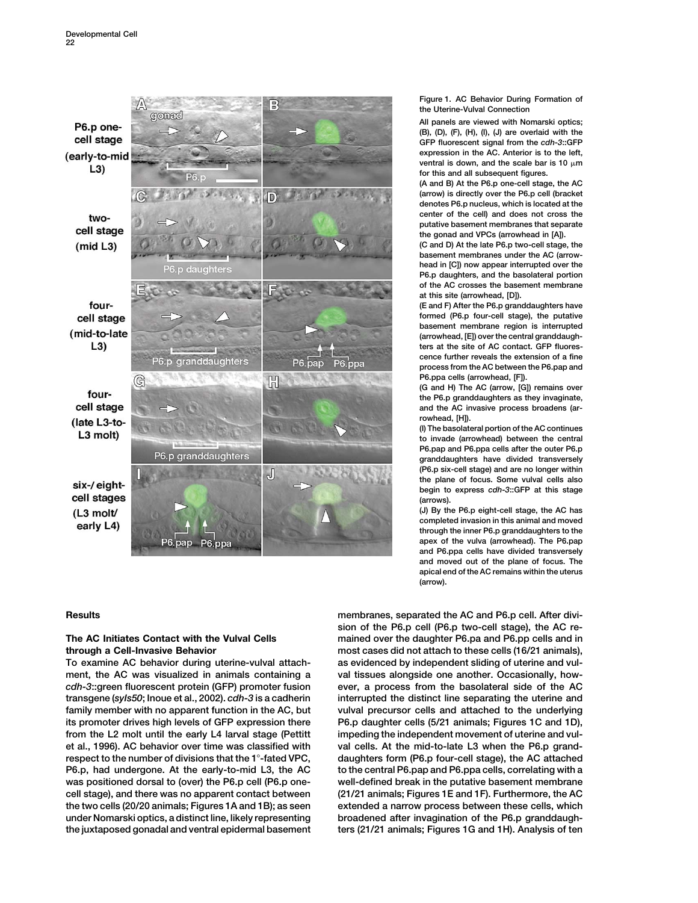Figure 1. AC Behavior During Formation of the Uterine-Vulval Connection

All panels are viewed with Nomarski optics; (B), (D), (F), (H), (I), (J) are overlaid with the GFP fluorescent signal from the *cdh-3*::GFP expression in the AC. Anterior is to the left, ventral is down, and the scale bar is 10 μm for this and all subsequent figures.

(A and B) At the P6.p one-cell stage, the AC (arrow) is directly over the P6.p cell (bracket denotes P6.p nucleus, which is located at the center of the cell) and does not cross the putative basement membranes that separate the gonad and VPCs (arrowhead in [A]).

(C and D) At the late P6.p two-cell stage, the basement membranes under the AC (arrowhead in [C]) now appear interrupted over the P6.p daughters, and the basolateral portion of the AC crosses the basement membrane at this site (arrowhead, [D]).

(E and F) After the P6.p granddaughters have formed (P6.p four-cell stage), the putative basement membrane region is interrupted (arrowhead, [E]) over the central granddaughters at the site of AC contact. GFP fluorescence further reveals the extension of a fine process from the AC between the P6.pap and P6.ppa cells (arrowhead, [F]).

(G and H) The AC (arrow, [G]) remains over the P6.p granddaughters as they invaginate, and the AC invasive process broadens (arrowhead, [H]).

(I) The basolateral portion of the AC continues to invade (arrowhead) between the central P6.pap and P6.ppa cells after the outer P6.p granddaughters have divided transversely (P6.p six-cell stage) and are no longer within the plane of focus. Some vulval cells also begin to express *cdh-3*::GFP at this stage (arrows).

(J) By the P6.p eight-cell stage, the AC has completed invasion in this animal and moved through the inner P6.p granddaughters to the apex of the vulva (arrowhead). The P6.pap and P6.ppa cells have divided transversely and moved out of the plane of focus. The apical end of the AC remains within the uterus (arrow).

## Results

### The AC Initiates Contact with the Vulval Cells through a Cell-Invasive Behavior

To examine AC behavior during uterine-vulval attachment, the AC was visualized in animals containing a *cdh-3*::green fluorescent protein (GFP) promoter fusion transgene (*syIs50*; Inoue et al., 2002). *cdh-3* is a cadherin family member with no apparent function in the AC, but its promoter drives high levels of GFP expression there from the L2 molt until the early L4 larval stage (Pettitt et al., 1996). AC behavior over time was classified with respect to the number of divisions that the 1°-fated VPC, P6.p, had undergone. At the early-to-mid L3, the AC was positioned dorsal to (over) the P6.p cell (P6.p one-cell stage), and there was no apparent contact between the two cells (20/20 animals; Figures 1A and 1B); as seen under Nomarski optics, a distinct line, likely representing the juxtaposed gonadal and ventral epidermal basement membranes, separated the AC and P6.p cell. After division of the P6.p cell (P6.p two-cell stage), the AC remained over the daughter P6.pa and P6.pp cells and in most cases did not attach to these cells (16/21 animals), as evidenced by independent sliding of uterine and vulval tissues alongside one another. Occasionally, however, a process from the basolateral side of the AC interrupted the distinct line separating the uterine and vulval precursor cells and attached to the underlying P6.p daughter cells (5/21 animals; Figures 1C and 1D), impeding the independent movement of uterine and vulval cells. At the mid-to-late L3 when the P6.p granddaughters form (P6.p four-cell stage), the AC attached to the central P6.pap and P6.ppa cells, correlating with a well-defined break in the putative basement membrane (21/21 animals; Figures 1E and 1F). Furthermore, the AC extended a narrow process between these cells, which broadened after invagination of the P6.p granddaughters (21/21 animals; Figures 1G and 1H). Analysis of ten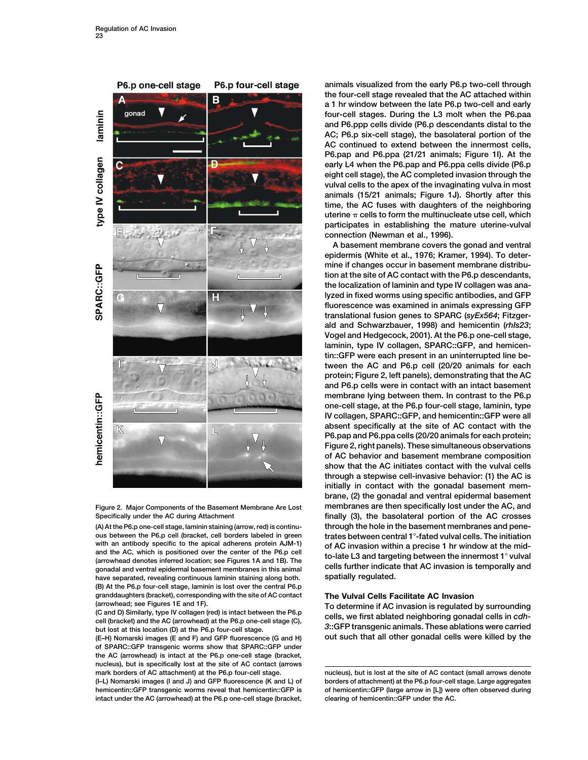animals visualized from the early P6.p two-cell through the four-cell stage revealed that the AC attached within a 1 hr window between the late P6.p two-cell and early four-cell stages. During the L3 molt when the P6.paa and P6.ppp cells divide (P6.p descendants distal to the AC; P6.p six-cell stage), the basolateral portion of the AC continued to extend between the innermost cells, P6.pap and P6.ppa (21/21 animals; Figure 1I). At the early L4 when the P6.pap and P6.ppa cells divide (P6.p eight cell stage), the AC completed invasion through the vulval cells to the apex of the invaginating vulva in most animals (15/21 animals; Figure 1J). Shortly after this time, the AC fuses with daughters of the neighboring uterine π cells to form the multinucleate utse cell, which participates in establishing the mature uterine-vulval connection (Newman et al., 1996).

A basement membrane covers the gonad and ventral epidermis (White et al., 1976; Kramer, 1994). To determine if changes occur in basement membrane distribution at the site of AC contact with the P6.p descendants, the localization of laminin and type IV collagen was analyzed in fixed worms using specific antibodies, and GFP fluorescence was examined in animals expressing GFP translational fusion genes to SPARC (*syEx564*; Fitzgerald and Schwarzbauer, 1998) and hemicentin (*rhIs23*; Vogel and Hedgecock, 2001). At the P6.p one-cell stage, laminin, type IV collagen, SPARC::GFP, and hemicentin::GFP were each present in an uninterrupted line between the AC and P6.p cell (20/20 animals for each protein; Figure 2, left panels), demonstrating that the AC and P6.p cells were in contact with an intact basement membrane lying between them. In contrast to the P6.p one-cell stage, at the P6.p four-cell stage, laminin, type IV collagen, SPARC::GFP, and hemicentin::GFP were all absent specifically at the site of AC contact with the P6.pap and P6.ppa cells (20/20 animals for each protein; Figure 2, right panels). These simultaneous observations of AC behavior and basement membrane composition show that the AC initiates contact with the vulval cells through a stepwise cell-invasive behavior: (1) the AC is initially in contact with the gonadal basement membrane, (2) the gonadal and ventral epidermal basement membranes are then specifically lost under the AC, and finally (3), the basolateral portion of the AC crosses through the hole in the basement membranes and penetrates between central 1°-fated vulval cells. The initiation of AC invasion within a precise 1 hr window at the mid-to-late L3 and targeting between the innermost 1° vulval cells further indicate that AC invasion is temporally and spatially regulated.

Figure 2. Major Components of the Basement Membrane Are Lost Specifically under the AC during Attachment

(A) At the P6.p one-cell stage, laminin staining (arrow, red) is continuous between the P6.p cell (bracket, cell borders labeled in green with an antibody specific to the apical adherens protein AJM-1) and the AC, which is positioned over the center of the P6.p cell (arrowhead denotes inferred location; see Figures 1A and 1B). The gonadal and ventral epidermal basement membranes in this animal have separated, revealing continuous laminin staining along both.
(B) At the P6.p four-cell stage, laminin is lost over the central P6.p granddaughters (bracket), corresponding with the site of AC contact (arrowhead; see Figures 1E and 1F).
(C and D) Similarly, type IV collagen (red) is intact between the P6.p cell (bracket) and the AC (arrowhead) at the P6.p one-cell stage (C), but lost at this location (D) at the P6.p four-cell stage.
(E–H) Nomarski images (E and F) and GFP fluorescence (G and H) of SPARC::GFP transgenic worms show that SPARC::GFP under the AC (arrowhead) is intact at the P6.p one-cell stage (bracket, nucleus), but is specifically lost at the site of AC contact (arrows mark borders of AC attachment) at the P6.p four-cell stage.
(I–L) Nomarski images (I and J) and GFP fluorescence (K and L) of hemicentin::GFP transgenic worms reveal that hemicentin::GFP is intact under the AC (arrowhead) at the P6.p one-cell stage (bracket, nucleus), but is lost at the site of AC contact (small arrows denote borders of attachment) at the P6.p four-cell stage. Large aggregates of hemicentin::GFP (large arrow in [L]) were often observed during clearing of hemicentin::GFP under the AC.

## The Vulval Cells Facilitate AC Invasion

To determine if AC invasion is regulated by surrounding cells, we first ablated neighboring gonadal cells in *cdh-3*::GFP transgenic animals. These ablations were carried out such that all other gonadal cells were killed by the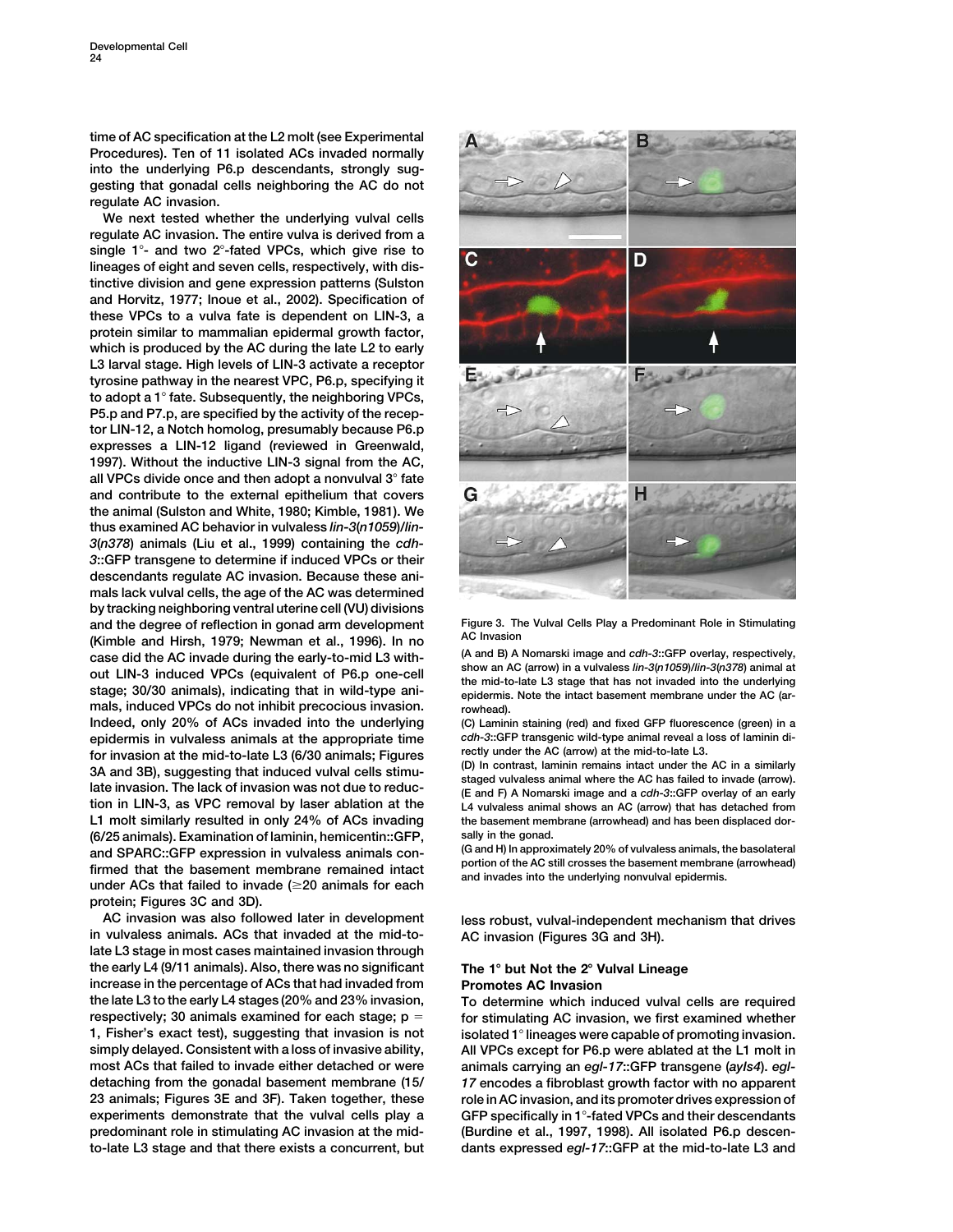time of AC specification at the L2 molt (see Experimental Procedures). Ten of 11 isolated ACs invaded normally into the underlying P6.p descendants, strongly suggesting that gonadal cells neighboring the AC do not regulate AC invasion.

We next tested whether the underlying vulval cells regulate AC invasion. The entire vulva is derived from a single 1°- and two 2°-fated VPCs, which give rise to lineages of eight and seven cells, respectively, with distinctive division and gene expression patterns (Sulston and Horvitz, 1977; Inoue et al., 2002). Specification of these VPCs to a vulva fate is dependent on LIN-3, a protein similar to mammalian epidermal growth factor, which is produced by the AC during the late L2 to early L3 larval stage. High levels of LIN-3 activate a receptor tyrosine pathway in the nearest VPC, P6.p, specifying it to adopt a 1° fate. Subsequently, the neighboring VPCs, P5.p and P7.p, are specified by the activity of the receptor LIN-12, a Notch homolog, presumably because P6.p expresses a LIN-12 ligand (reviewed in Greenwald, 1997). Without the inductive LIN-3 signal from the AC, all VPCs divide once and then adopt a nonvulval 3° fate and contribute to the external epithelium that covers the animal (Sulston and White, 1980; Kimble, 1981). We thus examined AC behavior in vulvaless *lin-3(n1059)/lin-3(n378)* animals (Liu et al., 1999) containing the *cdh-3*::GFP transgene to determine if induced VPCs or their descendants regulate AC invasion. Because these animals lack vulval cells, the age of the AC was determined by tracking neighboring ventral uterine cell (VU) divisions and the degree of reflection in gonad arm development (Kimble and Hirsh, 1979; Newman et al., 1996). In no case did the AC invade during the early-to-mid L3 without LIN-3 induced VPCs (equivalent of P6.p one-cell stage; 30/30 animals), indicating that in wild-type animals, induced VPCs do not inhibit precocious invasion. Indeed, only 20% of ACs invaded into the underlying epidermis in vulvaless animals at the appropriate time for invasion at the mid-to-late L3 (6/30 animals; Figures 3A and 3B), suggesting that induced vulval cells stimulate invasion. The lack of invasion was not due to reduction in LIN-3, as VPC removal by laser ablation at the L1 molt similarly resulted in only 24% of ACs invading (6/25 animals). Examination of laminin, hemicentin::GFP, and SPARC::GFP expression in vulvaless animals confirmed that the basement membrane remained intact under ACs that failed to invade (≥20 animals for each protein; Figures 3C and 3D).

AC invasion was also followed later in development in vulvaless animals. ACs that invaded at the mid-to-late L3 stage in most cases maintained invasion through the early L4 (9/11 animals). Also, there was no significant increase in the percentage of ACs that had invaded from the late L3 to the early L4 stages (20% and 23% invasion, respectively; 30 animals examined for each stage; $p = 1$, Fisher's exact test), suggesting that invasion is not simply delayed. Consistent with a loss of invasive ability, most ACs that failed to invade either detached or were detaching from the gonadal basement membrane (15/23 animals; Figures 3E and 3F). Taken together, these experiments demonstrate that the vulval cells play a predominant role in stimulating AC invasion at the mid-to-late L3 stage and that there exists a concurrent, but less robust, vulval-independent mechanism that drives AC invasion (Figures 3G and 3H).

Figure 3. The Vulval Cells Play a Predominant Role in Stimulating AC Invasion

(A and B) A Nomarski image and *cdh-3*::GFP overlay, respectively, show an AC (arrow) in a vulvaless *lin-3(n1059)/lin-3(n378)* animal at the mid-to-late L3 stage that has not invaded into the underlying epidermis. Note the intact basement membrane under the AC (arrowhead).

(C) Laminin staining (red) and fixed GFP fluorescence (green) in a *cdh-3*::GFP transgenic wild-type animal reveal a loss of laminin directly under the AC (arrow) at the mid-to-late L3.

(D) In contrast, laminin remains intact under the AC in a similarly staged vulvaless animal where the AC has failed to invade (arrow).

(E and F) A Nomarski image and a *cdh-3*::GFP overlay of an early L4 vulvaless animal shows an AC (arrow) that has detached from the basement membrane (arrowhead) and has been displaced dorsally in the gonad.

(G and H) In approximately 20% of vulvaless animals, the basolateral portion of the AC still crosses the basement membrane (arrowhead) and invades into the underlying nonvulval epidermis.

## The 1° but Not the 2° Vulval Lineage Promotes AC Invasion

To determine which induced vulval cells are required for stimulating AC invasion, we first examined whether isolated 1° lineages were capable of promoting invasion. All VPCs except for P6.p were ablated at the L1 molt in animals carrying an *egl-17*::GFP transgene (*ayIs4*). *egl-17* encodes a fibroblast growth factor with no apparent role in AC invasion, and its promoter drives expression of GFP specifically in 1°-fated VPCs and their descendants (Burdine et al., 1997, 1998). All isolated P6.p descendants expressed *egl-17*::GFP at the mid-to-late L3 and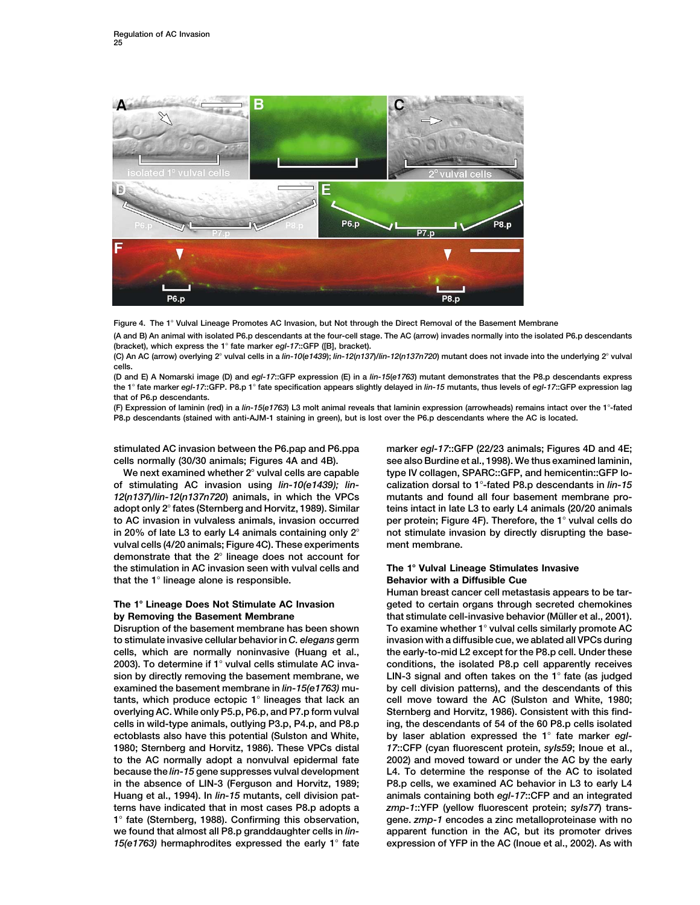Figure 4. The 1° Vulval Lineage Promotes AC Invasion, but Not through the Direct Removal of the Basement Membrane

(A and B) An animal with isolated P6.p descendants at the four-cell stage. The AC (arrow) invades normally into the isolated P6.p descendants (bracket), which express the 1° fate marker *egl-17*::GFP ([B], bracket).

(C) An AC (arrow) overlying 2° vulval cells in a *lin-10(e1439)*; *lin-12(n137)/lin-12(n137n720)* mutant does not invade into the underlying 2° vulval cells.

(D and E) A Nomarski image (D) and *egl-17*::GFP expression (E) in a *lin-15(e1763)* mutant demonstrates that the P8.p descendants express the 1° fate marker *egl-17*::GFP. P8.p 1° fate specification appears slightly delayed in *lin-15* mutants, thus levels of *egl-17*::GFP expression lag that of P6.p descendants.

(F) Expression of laminin (red) in a *lin-15(e1763)* L3 molt animal reveals that laminin expression (arrowheads) remains intact over the 1°-fated P8.p descendants (stained with anti-AJM-1 staining in green), but is lost over the P6.p descendants where the AC is located.

stimulated AC invasion between the P6.pap and P6.ppa cells normally (30/30 animals; Figures 4A and 4B).

We next examined whether 2° vulval cells are capable of stimulating AC invasion using *lin-10(e1439); lin-12(n137)/lin-12(n137n720)* animals, in which the VPCs adopt only 2° fates (Sternberg and Horvitz, 1989). Similar to AC invasion in vulvaless animals, invasion occurred in 20% of late L3 to early L4 animals containing only 2° vulval cells (4/20 animals; Figure 4C). These experiments demonstrate that the 2° lineage does not account for the stimulation in AC invasion seen with vulval cells and that the 1° lineage alone is responsible.

## The 1° Lineage Does Not Stimulate AC Invasion by Removing the Basement Membrane

Disruption of the basement membrane has been shown to stimulate invasive cellular behavior in *C. elegans* germ cells, which are normally noninvasive (Huang et al., 2003). To determine if 1° vulval cells stimulate AC invasion by directly removing the basement membrane, we examined the basement membrane in *lin-15(e1763)* mutants, which produce ectopic 1° lineages that lack an overlying AC. While only P5.p, P6.p, and P7.p form vulval cells in wild-type animals, outlying P3.p, P4.p, and P8.p ectoblasts also have this potential (Sulston and White, 1980; Sternberg and Horvitz, 1986). These VPCs distal to the AC normally adopt a nonvulval epidermal fate because the *lin-15* gene suppresses vulval development in the absence of LIN-3 (Ferguson and Horvitz, 1989; Huang et al., 1994). In *lin-15* mutants, cell division patterns have indicated that in most cases P8.p adopts a 1° fate (Sternberg, 1988). Confirming this observation, we found that almost all P8.p granddaughter cells in *lin-15(e1763)* hermaphrodites expressed the early 1° fate marker *egl-17*::GFP (22/23 animals; Figures 4D and 4E; see also Burdine et al., 1998). We thus examined laminin, type IV collagen, SPARC::GFP, and hemicentin::GFP localization dorsal to 1°-fated P8.p descendants in *lin-15* mutants and found all four basement membrane proteins intact in late L3 to early L4 animals (20/20 animals per protein; Figure 4F). Therefore, the 1° vulval cells do not stimulate invasion by directly disrupting the basement membrane.

## The 1° Vulval Lineage Stimulates Invasive Behavior with a Diffusible Cue

Human breast cancer cell metastasis appears to be targeted to certain organs through secreted chemokines that stimulate cell-invasive behavior (Müller et al., 2001). To examine whether 1° vulval cells similarly promote AC invasion with a diffusible cue, we ablated all VPCs during the early-to-mid L2 except for the P8.p cell. Under these conditions, the isolated P8.p cell apparently receives LIN-3 signal and often takes on the 1° fate (as judged by cell division patterns), and the descendants of this cell move toward the AC (Sulston and White, 1980; Sternberg and Horvitz, 1986). Consistent with this finding, the descendants of 54 of the 60 P8.p cells isolated by laser ablation expressed the 1° fate marker *egl-17*::CFP (cyan fluorescent protein, *syIs59*; Inoue et al., 2002) and moved toward or under the AC by the early L4. To determine the response of the AC to isolated P8.p cells, we examined AC behavior in L3 to early L4 animals containing both *egl-17*::CFP and an integrated *zmp-1*::YFP (yellow fluorescent protein; *syIs77*) transgene. *zmp-1* encodes a zinc metalloproteinase with no apparent function in the AC, but its promoter drives expression of YFP in the AC (Inoue et al., 2002). As with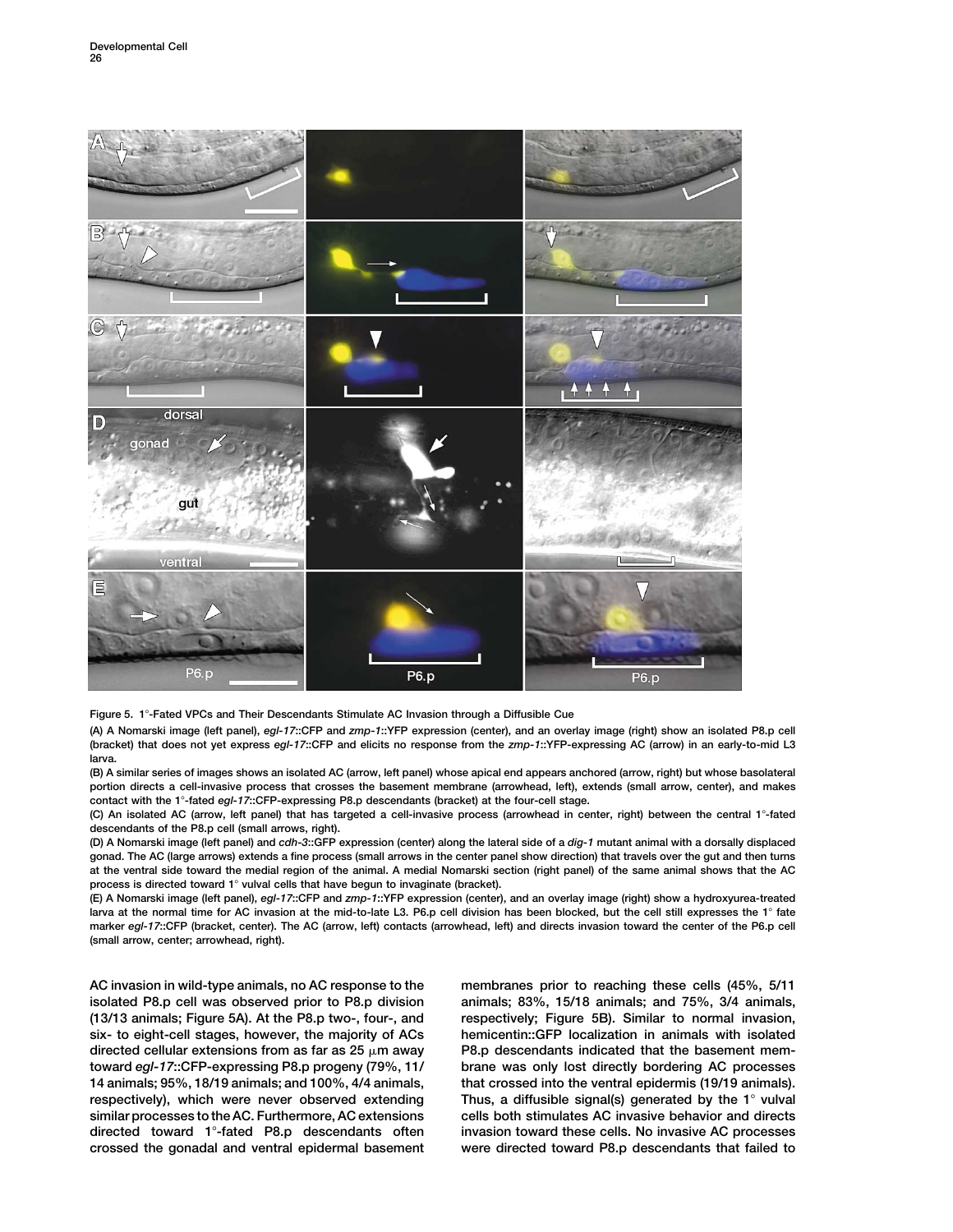Figure 5. 1°-Fated VPCs and Their Descendants Stimulate AC Invasion through a Diffusible Cue

(A) A Nomarski image (left panel), *egl-17*::CFP and *zmp-1*::YFP expression (center), and an overlay image (right) show an isolated P8.p cell (bracket) that does not yet express *egl-17*::CFP and elicits no response from the *zmp-1*::YFP-expressing AC (arrow) in an early-to-mid L3 larva.

(B) A similar series of images shows an isolated AC (arrow, left panel) whose apical end appears anchored (arrow, right) but whose basolateral portion directs a cell-invasive process that crosses the basement membrane (arrowhead, left), extends (small arrow, center), and makes contact with the 1°-fated *egl-17*::CFP-expressing P8.p descendants (bracket) at the four-cell stage.

(C) An isolated AC (arrow, left panel) that has targeted a cell-invasive process (arrowhead in center, right) between the central 1°-fated descendants of the P8.p cell (small arrows, right).

(D) A Nomarski image (left panel) and *cdh-3*::GFP expression (center) along the lateral side of a *dig-1* mutant animal with a dorsally displaced gonad. The AC (large arrows) extends a fine process (small arrows in the center panel show direction) that travels over the gut and then turns at the ventral side toward the medial region of the animal. A medial Nomarski section (right panel) of the same animal shows that the AC process is directed toward 1° vulval cells that have begun to invaginate (bracket).

(E) A Nomarski image (left panel), *egl-17*::CFP and *zmp-1*::YFP expression (center), and an overlay image (right) show a hydroxyurea-treated larva at the normal time for AC invasion at the mid-to-late L3. P6.p cell division has been blocked, but the cell still expresses the 1° fate marker *egl-17*::CFP (bracket, center). The AC (arrow, left) contacts (arrowhead, left) and directs invasion toward the center of the P6.p cell (small arrow, center; arrowhead, right).

AC invasion in wild-type animals, no AC response to the isolated P8.p cell was observed prior to P8.p division (13/13 animals; Figure 5A). At the P8.p two-, four-, and six- to eight-cell stages, however, the majority of ACs directed cellular extensions from as far as 25 μm away toward *egl-17*::CFP-expressing P8.p progeny (79%, 11/14 animals; 95%, 18/19 animals; and 100%, 4/4 animals, respectively), which were never observed extending similar processes to the AC. Furthermore, AC extensions directed toward 1°-fated P8.p descendants often crossed the gonadal and ventral epidermal basement membranes prior to reaching these cells (45%, 5/11 animals; 83%, 15/18 animals; and 75%, 3/4 animals, respectively; Figure 5B). Similar to normal invasion, hemicentin::GFP localization in animals with isolated P8.p descendants indicated that the basement membrane was only lost directly bordering AC processes that crossed into the ventral epidermis (19/19 animals). Thus, a diffusible signal(s) generated by the 1° vulval cells both stimulates AC invasive behavior and directs invasion toward these cells. No invasive AC processes were directed toward P8.p descendants that failed to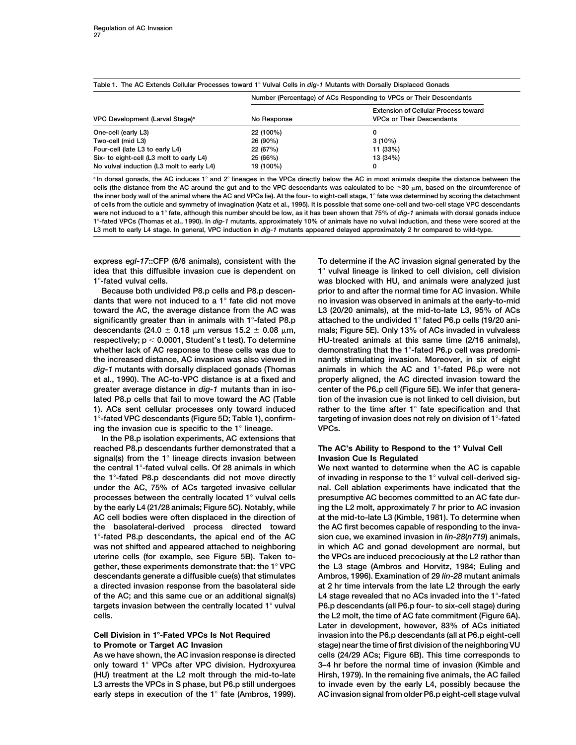Table 1. The AC Extends Cellular Processes toward 1° Vulval Cells in *dig-1* Mutants with Dorsally Displaced Gonads

| | Number (Percentage) of ACs Responding to VPCs or Their Descendants | |
|---|---|---|
| VPC Development (Larval Stage)[a] | No Response | Extension of Cellular Process toward VPCs or Their Descendants |
| One-cell (early L3) | 22 (100%) | 0 |
| Two-cell (mid L3) | 26 (90%) | 3 (10%) |
| Four-cell (late L3 to early L4) | 22 (67%) | 11 (33%) |
| Six- to eight-cell (L3 molt to early L4) | 25 (66%) | 13 (34%) |
| No vulval induction (L3 molt to early L4) | 19 (100%) | 0 |

[a] In dorsal gonads, the AC induces 1° and 2° lineages in the VPCs directly below the AC in most animals despite the distance between the cells (the distance from the AC around the gut and to the VPC descendants was calculated to be ≥30 μm, based on the circumference of the inner body wall of the animal where the AC and VPCs lie). At the four- to eight-cell stage, 1° fate was determined by scoring the detachment of cells from the cuticle and symmetry of invagination (Katz et al., 1995). It is possible that some one-cell and two-cell stage VPC descendants were not induced to a 1° fate, although this number should be low, as it has been shown that 75% of *dig-1* animals with dorsal gonads induce 1°-fated VPCs (Thomas et al., 1990). In *dig-1* mutants, approximately 10% of animals have no vulval induction, and these were scored at the L3 molt to early L4 stage. In general, VPC induction in *dig-1* mutants appeared delayed approximately 2 hr compared to wild-type.

express *egl-17*::CFP (6/6 animals), consistent with the idea that this diffusible invasion cue is dependent on 1°-fated vulval cells.

Because both undivided P8.p cells and P8.p descendants that were not induced to a 1° fate did not move toward the AC, the average distance from the AC was significantly greater than in animals with 1°-fated P8.p descendants (24.0 ± 0.18 μm versus 15.2 ± 0.08 μm, respectively; $p < 0.0001$, Student's t test). To determine whether lack of AC response to these cells was due to the increased distance, AC invasion was also viewed in *dig-1* mutants with dorsally displaced gonads (Thomas et al., 1990). The AC-to-VPC distance is at a fixed and greater average distance in *dig-1* mutants than in isolated P8.p cells that fail to move toward the AC (Table 1). ACs sent cellular processes only toward induced 1°-fated VPC descendants (Figure 5D; Table 1), confirming the invasion cue is specific to the 1° lineage.

In the P8.p isolation experiments, AC extensions that reached P8.p descendants further demonstrated that a signal(s) from the 1° lineage directs invasion between the central 1°-fated vulval cells. Of 28 animals in which the 1°-fated P8.p descendants did not move directly under the AC, 75% of ACs targeted invasive cellular processes between the centrally located 1° vulval cells by the early L4 (21/28 animals; Figure 5C). Notably, while AC cell bodies were often displaced in the direction of the basolateral-derived process directed toward 1°-fated P8.p descendants, the apical end of the AC was not shifted and appeared attached to neighboring uterine cells (for example, see Figure 5B). Taken together, these experiments demonstrate that: the 1° VPC descendants generate a diffusible cue(s) that stimulates a directed invasion response from the basolateral side of the AC; and this same cue or an additional signal(s) targets invasion between the centrally located 1° vulval cells.

## Cell Division in 1°-Fated VPCs Is Not Required to Promote or Target AC Invasion

As we have shown, the AC invasion response is directed only toward 1° VPCs after VPC division. Hydroxyurea (HU) treatment at the L2 molt through the mid-to-late L3 arrests the VPCs in S phase, but P6.p still undergoes early steps in execution of the 1° fate (Ambros, 1999). To determine if the AC invasion signal generated by the 1° vulval lineage is linked to cell division, cell division was blocked with HU, and animals were analyzed just prior to and after the normal time for AC invasion. While no invasion was observed in animals at the early-to-mid L3 (20/20 animals), at the mid-to-late L3, 95% of ACs attached to the undivided 1° fated P6.p cells (19/20 animals; Figure 5E). Only 13% of ACs invaded in vulvaless HU-treated animals at this same time (2/16 animals), demonstrating that the 1°-fated P6.p cell was predominantly stimulating invasion. Moreover, in six of eight animals in which the AC and 1°-fated P6.p were not properly aligned, the AC directed invasion toward the center of the P6.p cell (Figure 5E). We infer that generation of the invasion cue is not linked to cell division, but rather to the time after 1° fate specification and that targeting of invasion does not rely on division of 1°-fated VPCs.

## The AC's Ability to Respond to the 1° Vulval Cell Invasion Cue Is Regulated

We next wanted to determine when the AC is capable of invading in response to the 1° vulval cell-derived signal. Cell ablation experiments have indicated that the presumptive AC becomes committed to an AC fate during the L2 molt, approximately 7 hr prior to AC invasion at the mid-to-late L3 (Kimble, 1981). To determine when the AC first becomes capable of responding to the invasion cue, we examined invasion in *lin-28*(*n719*) animals, in which AC and gonad development are normal, but the VPCs are induced precociously at the L2 rather than the L3 stage (Ambros and Horvitz, 1984; Euling and Ambros, 1996). Examination of 29 *lin-28* mutant animals at 2 hr time intervals from the late L2 through the early L4 stage revealed that no ACs invaded into the 1°-fated P6.p descendants (all P6.p four- to six-cell stage) during the L2 molt, the time of AC fate commitment (Figure 6A). Later in development, however, 83% of ACs initiated invasion into the P6.p descendants (all at P6.p eight-cell stage) near the time of first division of the neighboring VU cells (24/29 ACs; Figure 6B). This time corresponds to 3–4 hr before the normal time of invasion (Kimble and Hirsh, 1979). In the remaining five animals, the AC failed to invade even by the early L4, possibly because the AC invasion signal from older P6.p eight-cell stage vulval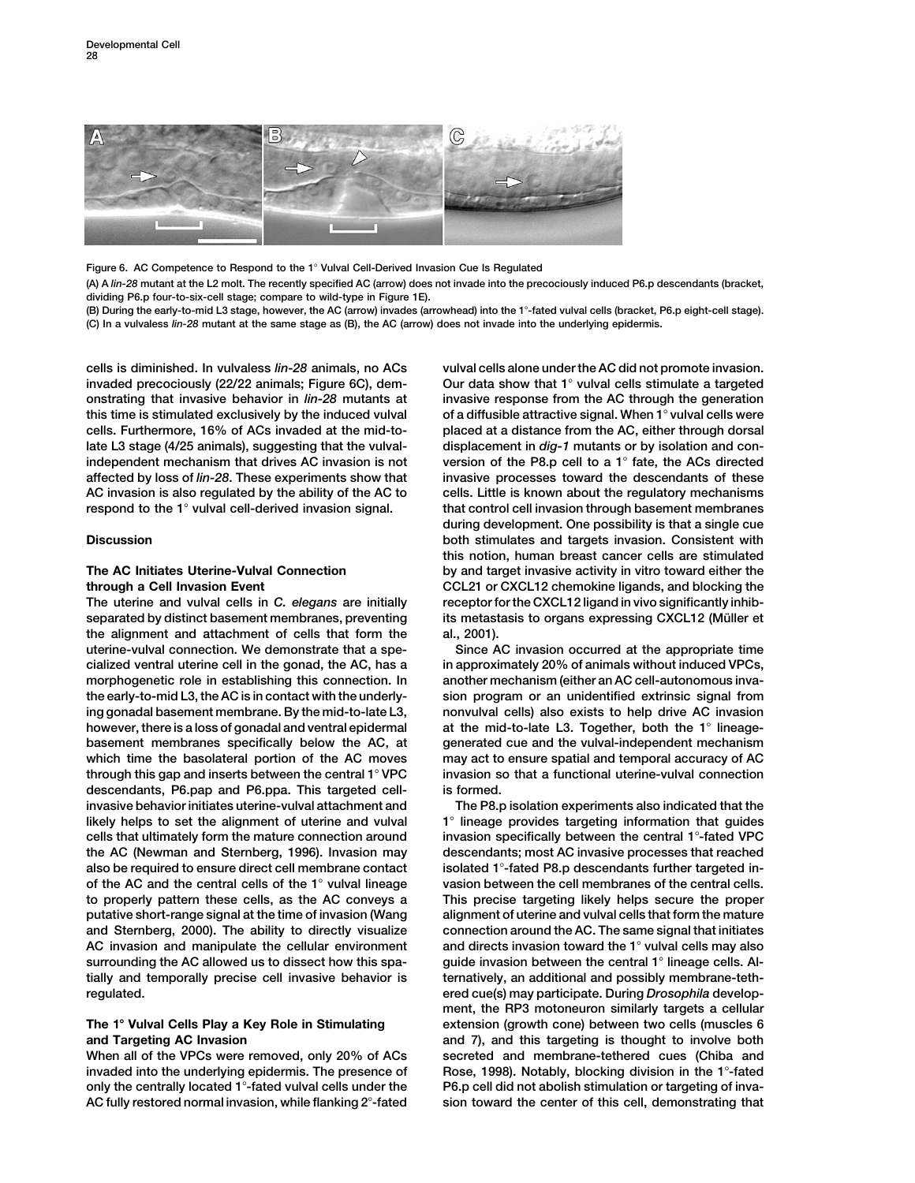Figure 6. AC Competence to Respond to the 1° Vulval Cell-Derived Invasion Cue Is Regulated

(A) A *lin-28* mutant at the L2 molt. The recently specified AC (arrow) does not invade into the precociously induced P6.p descendants (bracket, dividing P6.p four-to-six-cell stage; compare to wild-type in Figure 1E).

(B) During the early-to-mid L3 stage, however, the AC (arrow) invades (arrowhead) into the 1°-fated vulval cells (bracket, P6.p eight-cell stage).

(C) In a vulvaless *lin-28* mutant at the same stage as (B), the AC (arrow) does not invade into the underlying epidermis.

cells is diminished. In vulvaless *lin-28* animals, no ACs invaded precociously (22/22 animals; Figure 6C), demonstrating that invasive behavior in *lin-28* mutants at this time is stimulated exclusively by the induced vulval cells. Furthermore, 16% of ACs invaded at the mid-to-late L3 stage (4/25 animals), suggesting that the vulval-independent mechanism that drives AC invasion is not affected by loss of *lin-28*. These experiments show that AC invasion is also regulated by the ability of the AC to respond to the 1° vulval cell-derived invasion signal.

## Discussion

### The AC Initiates Uterine-Vulval Connection through a Cell Invasion Event

The uterine and vulval cells in *C. elegans* are initially separated by distinct basement membranes, preventing the alignment and attachment of cells that form the uterine-vulval connection. We demonstrate that a specialized ventral uterine cell in the gonad, the AC, has a morphogenetic role in establishing this connection. In the early-to-mid L3, the AC is in contact with the underlying gonadal basement membrane. By the mid-to-late L3, however, there is a loss of gonadal and ventral epidermal basement membranes specifically below the AC, at which time the basolateral portion of the AC moves through this gap and inserts between the central 1° VPC descendants, P6.pap and P6.ppa. This targeted cell-invasive behavior initiates uterine-vulval attachment and likely helps to set the alignment of uterine and vulval cells that ultimately form the mature connection around the AC (Newman and Sternberg, 1996). Invasion may also be required to ensure direct cell membrane contact of the AC and the central cells of the 1° vulval lineage to properly pattern these cells, as the AC conveys a putative short-range signal at the time of invasion (Wang and Sternberg, 2000). The ability to directly visualize AC invasion and manipulate the cellular environment surrounding the AC allowed us to dissect how this spatially and temporally precise cell invasive behavior is regulated.

### The 1° Vulval Cells Play a Key Role in Stimulating and Targeting AC Invasion

When all of the VPCs were removed, only 20% of ACs invaded into the underlying epidermis. The presence of only the centrally located 1°-fated vulval cells under the AC fully restored normal invasion, while flanking 2°-fated vulval cells alone under the AC did not promote invasion. Our data show that 1° vulval cells stimulate a targeted invasive response from the AC through the generation of a diffusible attractive signal. When 1° vulval cells were placed at a distance from the AC, either through dorsal displacement in *dig-1* mutants or by isolation and conversion of the P8.p cell to a 1° fate, the ACs directed invasive processes toward the descendants of these cells. Little is known about the regulatory mechanisms that control cell invasion through basement membranes during development. One possibility is that a single cue both stimulates and targets invasion. Consistent with this notion, human breast cancer cells are stimulated by and target invasive activity in vitro toward either the CCL21 or CXCL12 chemokine ligands, and blocking the receptor for the CXCL12 ligand in vivo significantly inhibits its metastasis to organs expressing CXCL12 (Müller et al., 2001).

Since AC invasion occurred at the appropriate time in approximately 20% of animals without induced VPCs, another mechanism (either an AC cell-autonomous invasion program or an unidentified extrinsic signal from nonvulval cells) also exists to help drive AC invasion at the mid-to-late L3. Together, both the 1° lineage-generated cue and the vulval-independent mechanism may act to ensure spatial and temporal accuracy of AC invasion so that a functional uterine-vulval connection is formed.

The P8.p isolation experiments also indicated that the 1° lineage provides targeting information that guides invasion specifically between the central 1°-fated VPC descendants; most AC invasive processes that reached isolated 1°-fated P8.p descendants further targeted invasion between the cell membranes of the central cells. This precise targeting likely helps secure the proper alignment of uterine and vulval cells that form the mature connection around the AC. The same signal that initiates and directs invasion toward the 1° vulval cells may also guide invasion between the central 1° lineage cells. Alternatively, an additional and possibly membrane-tethered cue(s) may participate. During *Drosophila* development, the RP3 motoneuron similarly targets a cellular extension (growth cone) between two cells (muscles 6 and 7), and this targeting is thought to involve both secreted and membrane-tethered cues (Chiba and Rose, 1998). Notably, blocking division in the 1°-fated P6.p cell did not abolish stimulation or targeting of invasion toward the center of this cell, demonstrating that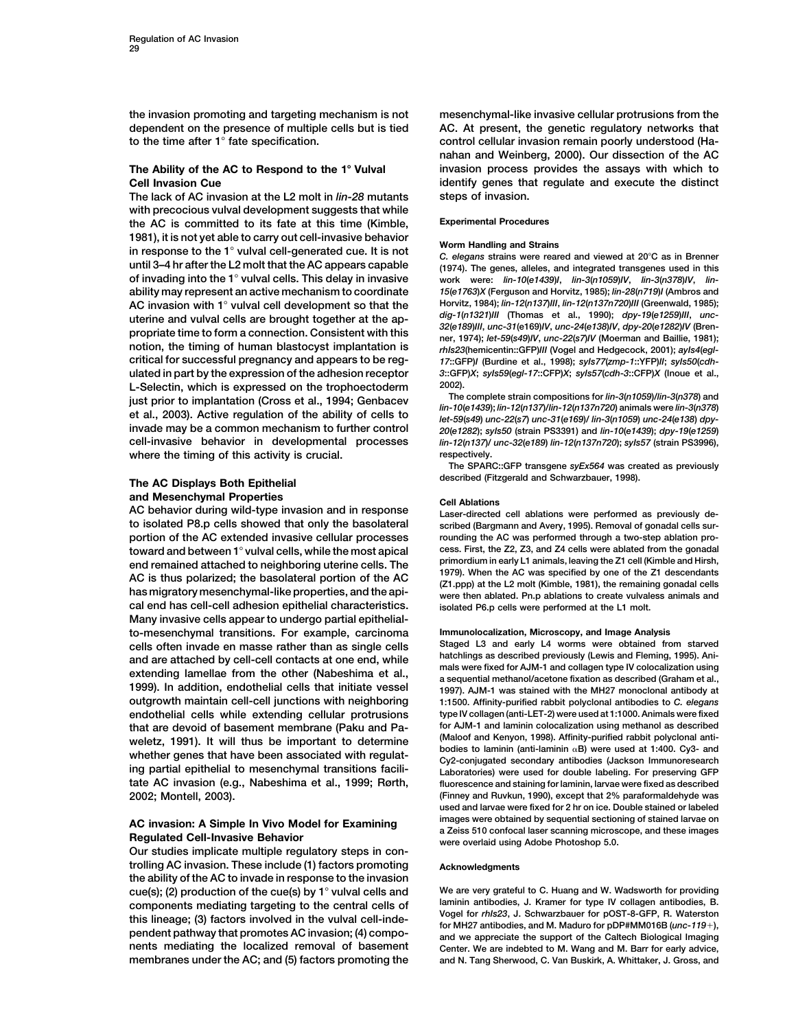the invasion promoting and targeting mechanism is not dependent on the presence of multiple cells but is tied to the time after 1° fate specification.

### The Ability of the AC to Respond to the 1° Vulval Cell Invasion Cue

The lack of AC invasion at the L2 molt in *lin-28* mutants with precocious vulval development suggests that while the AC is committed to its fate at this time (Kimble, 1981), it is not yet able to carry out cell-invasive behavior in response to the 1° vulval cell-generated cue. It is not until 3–4 hr after the L2 molt that the AC appears capable of invading into the 1° vulval cells. This delay in invasive ability may represent an active mechanism to coordinate AC invasion with 1° vulval cell development so that the uterine and vulval cells are brought together at the appropriate time to form a connection. Consistent with this notion, the timing of human blastocyst implantation is critical for successful pregnancy and appears to be regulated in part by the expression of the adhesion receptor L-Selectin, which is expressed on the trophoectoderm just prior to implantation (Cross et al., 1994; Genbacev et al., 2003). Active regulation of the ability of cells to invade may be a common mechanism to further control cell-invasive behavior in developmental processes where the timing of this activity is crucial.

### The AC Displays Both Epithelial and Mesenchymal Properties

AC behavior during wild-type invasion and in response to isolated P8.p cells showed that only the basolateral portion of the AC extended invasive cellular processes toward and between 1° vulval cells, while the most apical end remained attached to neighboring uterine cells. The AC is thus polarized; the basolateral portion of the AC has migratory mesenchymal-like properties, and the apical end has cell-cell adhesion epithelial characteristics. Many invasive cells appear to undergo partial epithelial-to-mesenchymal transitions. For example, carcinoma cells often invade en masse rather than as single cells and are attached by cell-cell contacts at one end, while extending lamellae from the other (Nabeshima et al., 1999). In addition, endothelial cells that initiate vessel outgrowth maintain cell-cell junctions with neighboring endothelial cells while extending cellular protrusions that are devoid of basement membrane (Paku and Paweletz, 1991). It will thus be important to determine whether genes that have been associated with regulating partial epithelial to mesenchymal transitions facilitate AC invasion (e.g., Nabeshima et al., 1999; Rørth, 2002; Montell, 2003).

### AC invasion: A Simple In Vivo Model for Examining Regulated Cell-Invasive Behavior

Our studies implicate multiple regulatory steps in controlling AC invasion. These include (1) factors promoting the ability of the AC to invade in response to the invasion cue(s); (2) production of the cue(s) by 1° vulval cells and components mediating targeting to the central cells of this lineage; (3) factors involved in the vulval cell-independent pathway that promotes AC invasion; (4) components mediating the localized removal of basement membranes under the AC; and (5) factors promoting the mesenchymal-like invasive cellular protrusions from the AC. At present, the genetic regulatory networks that control cellular invasion remain poorly understood (Hanahan and Weinberg, 2000). Our dissection of the AC invasion process provides the assays with which to identify genes that regulate and execute the distinct steps of invasion.

## Experimental Procedures

### Worm Handling and Strains

*C. elegans* strains were reared and viewed at 20°C as in Brenner (1974). The genes, alleles, and integrated transgenes used in this work were: *lin-10(e1439)I*, *lin-3(n1059)IV*, *lin-3(n378)IV*, *lin-15(e1763)X* (Ferguson and Horvitz, 1985); *lin-28(n719)I* (Ambros and Horvitz, 1984); *lin-12(n137)III*, *lin-12(n137n720)III* (Greenwald, 1985); *dig-1(n1321)III* (Thomas et al., 1990); *dpy-19(e1259)III*, *unc-32(e189)III*, *unc-31*(e169)*IV*, *unc-24(e138)IV*, *dpy-20(e1282)IV* (Brenner, 1974); *let-59(s49)IV*, *unc-22(s7)IV* (Moerman and Baillie, 1981); *rhIs23*(hemicentin::GFP)*III* (Vogel and Hedgecock, 2001); *ayIs4*(*egl-17*::GFP)*I* (Burdine et al., 1998); *syIs77*(*zmp-1*::YFP)*II*; *syIs50*(*cdh-3*::GFP)*X*; *syIs59*(*egl-17*::CFP)*X*; *syIs57*(*cdh-3*::CFP)*X* (Inoue et al., 2002).

The complete strain compositions for *lin-3(n1059)/lin-3(n378)* and *lin-10(e1439)*; *lin-12(n137)/lin-12(n137n720)* animals were *lin-3(n378) let-59(s49) unc-22(s7) unc-31(e169)/ lin-3(n1059) unc-24(e138) dpy-20(e1282)*; *syIs50* (strain PS3391) and *lin-10(e1439)*; *dpy-19(e1259) lin-12(n137)/ unc-32(e189) lin-12(n137n720)*; *syIs57* (strain PS3996), respectively.

The SPARC::GFP transgene *syEx564* was created as previously described (Fitzgerald and Schwarzbauer, 1998).

### Cell Ablations

Laser-directed cell ablations were performed as previously described (Bargmann and Avery, 1995). Removal of gonadal cells surrounding the AC was performed through a two-step ablation process. First, the Z2, Z3, and Z4 cells were ablated from the gonadal primordium in early L1 animals, leaving the Z1 cell (Kimble and Hirsh, 1979). When the AC was specified by one of the Z1 descendants (Z1.ppp) at the L2 molt (Kimble, 1981), the remaining gonadal cells were then ablated. Pn.p ablations to create vulvaless animals and isolated P6.p cells were performed at the L1 molt.

### Immunolocalization, Microscopy, and Image Analysis

Staged L3 and early L4 worms were obtained from starved hatchlings as described previously (Lewis and Fleming, 1995). Animals were fixed for AJM-1 and collagen type IV colocalization using a sequential methanol/acetone fixation as described (Graham et al., 1997). AJM-1 was stained with the MH27 monoclonal antibody at 1:1500. Affinity-purified rabbit polyclonal antibodies to *C. elegans* type IV collagen (anti-LET-2) were used at 1:1000. Animals were fixed for AJM-1 and laminin colocalization using methanol as described (Maloof and Kenyon, 1998). Affinity-purified rabbit polyclonal antibodies to laminin (anti-laminin αB) were used at 1:400. Cy3- and Cy2-conjugated secondary antibodies (Jackson Immunoresearch Laboratories) were used for double labeling. For preserving GFP fluorescence and staining for laminin, larvae were fixed as described (Finney and Ruvkun, 1990), except that 2% paraformaldehyde was used and larvae were fixed for 2 hr on ice. Double stained or labeled images were obtained by sequential sectioning of stained larvae on a Zeiss 510 confocal laser scanning microscope, and these images were overlaid using Adobe Photoshop 5.0.

## Acknowledgments

We are very grateful to C. Huang and W. Wadsworth for providing laminin antibodies, J. Kramer for type IV collagen antibodies, B. Vogel for *rhIs23*, J. Schwarzbauer for pOST-8-GFP, R. Waterston for MH27 antibodies, and M. Maduro for pDP#MM016B (*unc-119*+), and we appreciate the support of the Caltech Biological Imaging Center. We are indebted to M. Wang and M. Barr for early advice, and N. Tang Sherwood, C. Van Buskirk, A. Whittaker, J. Gross, and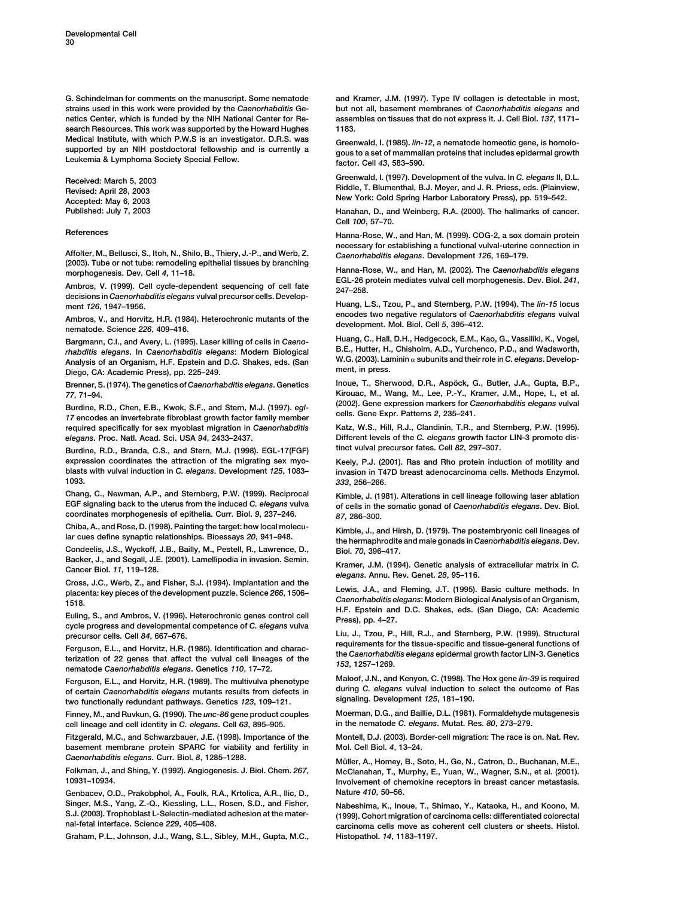G. Schindelman for comments on the manuscript. Some nematode strains used in this work were provided by the *Caenorhabditis* Genetics Center, which is funded by the NIH National Center for Research Resources. This work was supported by the Howard Hughes Medical Institute, with which P.W.S is an investigator. D.R.S. was supported by an NIH postdoctoral fellowship and is currently a Leukemia & Lymphoma Society Special Fellow.

Received: March 5, 2003
Revised: April 28, 2003
Accepted: May 6, 2003
Published: July 7, 2003

## References

Affolter, M., Bellusci, S., Itoh, N., Shilo, B., Thiery, J.-P., and Werb, Z. (2003). Tube or not tube: remodeling epithelial tissues by branching morphogenesis. Dev. Cell *4*, 11–18.

Ambros, V. (1999). Cell cycle-dependent sequencing of cell fate decisions in *Caenorhabditis elegans* vulval precursor cells. Development *126*, 1947–1956.

Ambros, V., and Horvitz, H.R. (1984). Heterochronic mutants of the nematode. Science *226*, 409–416.

Bargmann, C.I., and Avery, L. (1995). Laser killing of cells in *Caenorhabditis elegans*. In *Caenorhabditis elegans*: Modern Biological Analysis of an Organism, H.F. Epstein and D.C. Shakes, eds. (San Diego, CA: Academic Press), pp. 225–249.

Brenner, S. (1974). The genetics of *Caenorhabditis elegans*. Genetics *77*, 71–94.

Burdine, R.D., Chen, E.B., Kwok, S.F., and Stern, M.J. (1997). *egl-17* encodes an invertebrate fibroblast growth factor family member required specifically for sex myoblast migration in *Caenorhabditis elegans*. Proc. Natl. Acad. Sci. USA *94*, 2433–2437.

Burdine, R.D., Branda, C.S., and Stern, M.J. (1998). EGL-17(FGF) expression coordinates the attraction of the migrating sex myoblasts with vulval induction in *C. elegans*. Development *125*, 1083–1093.

Chang, C., Newman, A.P., and Sternberg, P.W. (1999). Reciprocal EGF signaling back to the uterus from the induced *C. elegans* vulva coordinates morphogenesis of epithelia. Curr. Biol. *9*, 237–246.

Chiba, A., and Rose, D. (1998). Painting the target: how local molecular cues define synaptic relationships. Bioessays *20*, 941–948.

Condeelis, J.S., Wyckoff, J.B., Bailly, M., Pestell, R., Lawrence, D., Backer, J., and Segall, J.E. (2001). Lamellipodia in invasion. Semin. Cancer Biol. *11*, 119–128.

Cross, J.C., Werb, Z., and Fisher, S.J. (1994). Implantation and the placenta: key pieces of the development puzzle. Science *266*, 1506–1518.

Euling, S., and Ambros, V. (1996). Heterochronic genes control cell cycle progress and developmental competence of *C. elegans* vulva precursor cells. Cell *84*, 667–676.

Ferguson, E.L., and Horvitz, H.R. (1985). Identification and characterization of 22 genes that affect the vulval cell lineages of the nematode *Caenorhabditis elegans*. Genetics *110*, 17–72.

Ferguson, E.L., and Horvitz, H.R. (1989). The multivulva phenotype of certain *Caenorhabditis elegans* mutants results from defects in two functionally redundant pathways. Genetics *123*, 109–121.

Finney, M., and Ruvkun, G. (1990). The *unc-86* gene product couples cell lineage and cell identity in *C. elegans*. Cell *63*, 895–905.

Fitzgerald, M.C., and Schwarzbauer, J.E. (1998). Importance of the basement membrane protein SPARC for viability and fertility in *Caenorhabditis elegans*. Curr. Biol. *8*, 1285–1288.

Folkman, J., and Shing, Y. (1992). Angiogenesis. J. Biol. Chem. *267*, 10931–10934.

Genbacev, O.D., Prakobphol, A., Foulk, R.A., Krtolica, A.R., Ilic, D., Singer, M.S., Yang, Z.-Q., Kiessling, L.L., Rosen, S.D., and Fisher, S.J. (2003). Trophoblast L-Selectin-mediated adhesion at the maternal-fetal interface. Science *229*, 405–408.

Graham, P.L., Johnson, J.J., Wang, S.L., Sibley, M.H., Gupta, M.C., and Kramer, J.M. (1997). Type IV collagen is detectable in most, but not all, basement membranes of *Caenorhabditis elegans* and assembles on tissues that do not express it. J. Cell Biol. *137*, 1171–1183.

Greenwald, I. (1985). *lin-12*, a nematode homeotic gene, is homologous to a set of mammalian proteins that includes epidermal growth factor. Cell *43*, 583–590.

Greenwald, I. (1997). Development of the vulva. In *C. elegans* II, D.L. Riddle, T. Blumenthal, B.J. Meyer, and J. R. Priess, eds. (Plainview, New York: Cold Spring Harbor Laboratory Press), pp. 519–542.

Hanahan, D., and Weinberg, R.A. (2000). The hallmarks of cancer. Cell *100*, 57–70.

Hanna-Rose, W., and Han, M. (1999). COG-2, a sox domain protein necessary for establishing a functional vulval-uterine connection in *Caenorhabditis elegans*. Development *126*, 169–179.

Hanna-Rose, W., and Han, M. (2002). The *Caenorhabditis elegans* EGL-26 protein mediates vulval cell morphogenesis. Dev. Biol. *241*, 247–258.

Huang, L.S., Tzou, P., and Sternberg, P.W. (1994). The *lin-15* locus encodes two negative regulators of *Caenorhabditis elegans* vulval development. Mol. Biol. Cell *5*, 395–412.

Huang, C., Hall, D.H., Hedgecock, E.M., Kao, G., Vassiliki, K., Vogel, B.E., Hutter, H., Chisholm, A.D., Yurchenco, P.D., and Wadsworth, W.G. (2003). Laminin α subunits and their role in *C. elegans*. Development, in press.

Inoue, T., Sherwood, D.R., Aspöck, G., Butler, J.A., Gupta, B.P., Kirouac, M., Wang, M., Lee, P.-Y., Kramer, J.M., Hope, I., et al. (2002). Gene expression markers for *Caenorhabditis elegans* vulval cells. Gene Expr. Patterns *2*, 235–241.

Katz, W.S., Hill, R.J., Clandinin, T.R., and Sternberg, P.W. (1995). Different levels of the *C. elegans* growth factor LIN-3 promote distinct vulval precursor fates. Cell *82*, 297–307.

Keely, P.J. (2001). Ras and Rho protein induction of motility and invasion in T47D breast adenocarcinoma cells. Methods Enzymol. *333*, 256–266.

Kimble, J. (1981). Alterations in cell lineage following laser ablation of cells in the somatic gonad of *Caenorhabditis elegans*. Dev. Biol. *87*, 286–300.

Kimble, J., and Hirsh, D. (1979). The postembryonic cell lineages of the hermaphrodite and male gonads in *Caenorhabditis elegans*. Dev. Biol. *70*, 396–417.

Kramer, J.M. (1994). Genetic analysis of extracellular matrix in *C. elegans*. Annu. Rev. Genet. *28*, 95–116.

Lewis, J.A., and Fleming, J.T. (1995). Basic culture methods. In *Caenorhabditis elegans*: Modern Biological Analysis of an Organism, H.F. Epstein and D.C. Shakes, eds. (San Diego, CA: Academic Press), pp. 4–27.

Liu, J., Tzou, P., Hill, R.J., and Sternberg, P.W. (1999). Structural requirements for the tissue-specific and tissue-general functions of the *Caenorhabditis elegans* epidermal growth factor LIN-3. Genetics *153*, 1257–1269.

Maloof, J.N., and Kenyon, C. (1998). The Hox gene *lin-39* is required during *C. elegans* vulval induction to select the outcome of Ras signaling. Development *125*, 181–190.

Moerman, D.G., and Baillie, D.L. (1981). Formaldehyde mutagenesis in the nematode *C. elegans*. Mutat. Res. *80*, 273–279.

Montell, D.J. (2003). Border-cell migration: The race is on. Nat. Rev. Mol. Cell Biol. *4*, 13–24.

Müller, A., Homey, B., Soto, H., Ge, N., Catron, D., Buchanan, M.E., McClanahan, T., Murphy, E., Yuan, W., Wagner, S.N., et al. (2001). Involvement of chemokine receptors in breast cancer metastasis. Nature *410*, 50–56.

Nabeshima, K., Inoue, T., Shimao, Y., Kataoka, H., and Koono, M. (1999). Cohort migration of carcinoma cells: differentiated colorectal carcinoma cells move as coherent cell clusters or sheets. Histol. Histopathol. *14*, 1183–1197.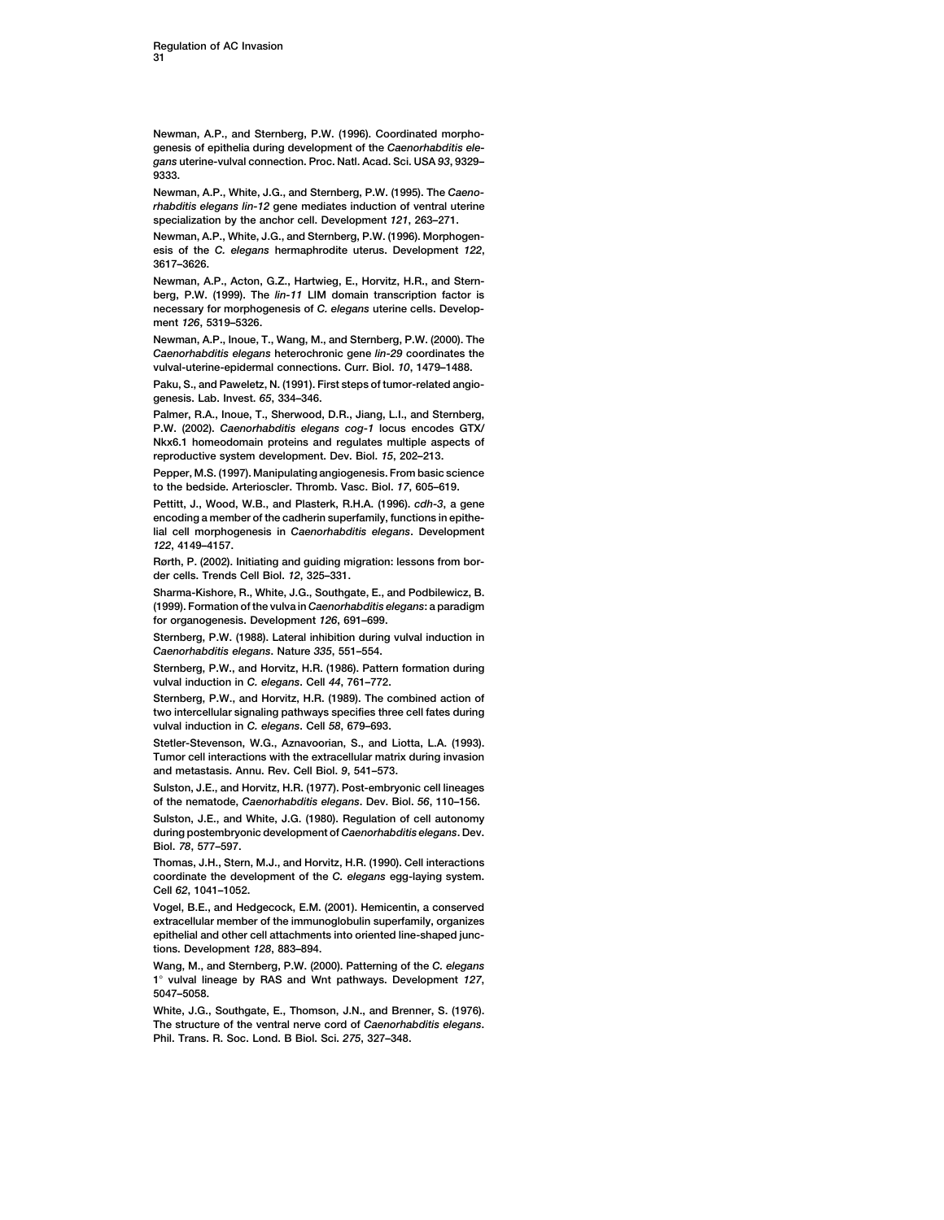Newman, A.P., and Sternberg, P.W. (1996). Coordinated morphogenesis of epithelia during development of the *Caenorhabditis elegans* uterine-vulval connection. Proc. Natl. Acad. Sci. USA *93*, 9329–9333.

Newman, A.P., White, J.G., and Sternberg, P.W. (1995). The *Caenorhabditis elegans lin-12* gene mediates induction of ventral uterine specialization by the anchor cell. Development *121*, 263–271.

Newman, A.P., White, J.G., and Sternberg, P.W. (1996). Morphogenesis of the *C. elegans* hermaphrodite uterus. Development *122*, 3617–3626.

Newman, A.P., Acton, G.Z., Hartwieg, E., Horvitz, H.R., and Sternberg, P.W. (1999). The *lin-11* LIM domain transcription factor is necessary for morphogenesis of *C. elegans* uterine cells. Development *126*, 5319–5326.

Newman, A.P., Inoue, T., Wang, M., and Sternberg, P.W. (2000). The *Caenorhabditis elegans* heterochronic gene *lin-29* coordinates the vulval-uterine-epidermal connections. Curr. Biol. *10*, 1479–1488.

Paku, S., and Paweletz, N. (1991). First steps of tumor-related angiogenesis. Lab. Invest. *65*, 334–346.

Palmer, R.A., Inoue, T., Sherwood, D.R., Jiang, L.I., and Sternberg, P.W. (2002). *Caenorhabditis elegans cog-1* locus encodes GTX/Nkx6.1 homeodomain proteins and regulates multiple aspects of reproductive system development. Dev. Biol. *15*, 202–213.

Pepper, M.S. (1997). Manipulating angiogenesis. From basic science to the bedside. Arterioscler. Thromb. Vasc. Biol. *17*, 605–619.

Pettitt, J., Wood, W.B., and Plasterk, R.H.A. (1996). *cdh-3*, a gene encoding a member of the cadherin superfamily, functions in epithelial cell morphogenesis in *Caenorhabditis elegans*. Development *122*, 4149–4157.

Rørth, P. (2002). Initiating and guiding migration: lessons from border cells. Trends Cell Biol. *12*, 325–331.

Sharma-Kishore, R., White, J.G., Southgate, E., and Podbilewicz, B. (1999). Formation of the vulva in *Caenorhabditis elegans*: a paradigm for organogenesis. Development *126*, 691–699.

Sternberg, P.W. (1988). Lateral inhibition during vulval induction in *Caenorhabditis elegans*. Nature *335*, 551–554.

Sternberg, P.W., and Horvitz, H.R. (1986). Pattern formation during vulval induction in *C. elegans*. Cell *44*, 761–772.

Sternberg, P.W., and Horvitz, H.R. (1989). The combined action of two intercellular signaling pathways specifies three cell fates during vulval induction in *C. elegans*. Cell *58*, 679–693.

Stetler-Stevenson, W.G., Aznavoorian, S., and Liotta, L.A. (1993). Tumor cell interactions with the extracellular matrix during invasion and metastasis. Annu. Rev. Cell Biol. *9*, 541–573.

Sulston, J.E., and Horvitz, H.R. (1977). Post-embryonic cell lineages of the nematode, *Caenorhabditis elegans*. Dev. Biol. *56*, 110–156.

Sulston, J.E., and White, J.G. (1980). Regulation of cell autonomy during postembryonic development of *Caenorhabditis elegans*. Dev. Biol. *78*, 577–597.

Thomas, J.H., Stern, M.J., and Horvitz, H.R. (1990). Cell interactions coordinate the development of the *C. elegans* egg-laying system. Cell *62*, 1041–1052.

Vogel, B.E., and Hedgecock, E.M. (2001). Hemicentin, a conserved extracellular member of the immunoglobulin superfamily, organizes epithelial and other cell attachments into oriented line-shaped junctions. Development *128*, 883–894.

Wang, M., and Sternberg, P.W. (2000). Patterning of the *C. elegans* 1° vulval lineage by RAS and Wnt pathways. Development *127*, 5047–5058.

White, J.G., Southgate, E., Thomson, J.N., and Brenner, S. (1976). The structure of the ventral nerve cord of *Caenorhabditis elegans*. Phil. Trans. R. Soc. Lond. B Biol. Sci. *275*, 327–348.